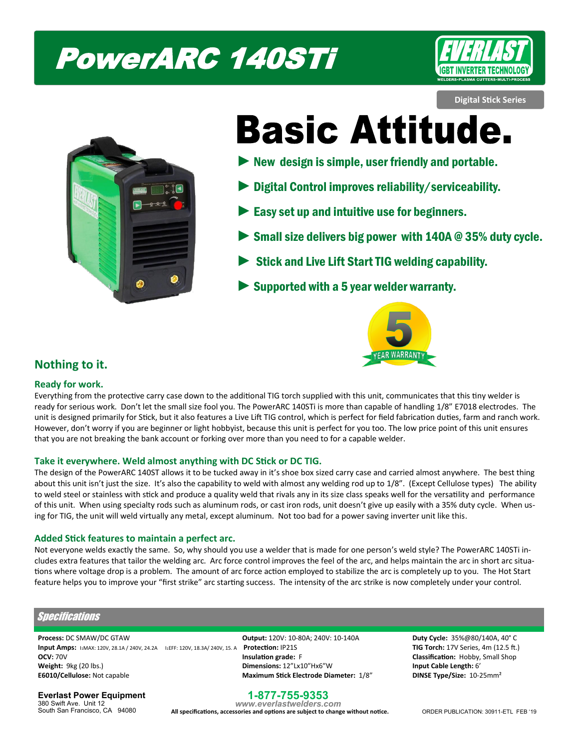# PowerARC 140STi

EVERLAST
IGBT INVERTER TECHNOLOGY
WELDERS•PLASMA CUTTERS•MULTI-PROCESS

Digital Stick Series

## Basic Attitude.

- ▶ New design is simple, user friendly and portable.
- ▶ Digital Control improves reliability/serviceability.
- ▶ Easy set up and intuitive use for beginners.
- ▶ Small size delivers big power with 140A @ 35% duty cycle.
- ▶ Stick and Live Lift Start TIG welding capability.
- ▶ Supported with a 5 year welder warranty.

5 YEAR WARRANTY

## Nothing to it.

### Ready for work.

Everything from the protective carry case down to the additional TIG torch supplied with this unit, communicates that this tiny welder is ready for serious work. Don't let the small size fool you. The PowerARC 140STi is more than capable of handling 1/8" E7018 electrodes. The unit is designed primarily for Stick, but it also features a Live Lift TIG control, which is perfect for field fabrication duties, farm and ranch work. However, don't worry if you are beginner or light hobbyist, because this unit is perfect for you too. The low price point of this unit ensures that you are not breaking the bank account or forking over more than you need to for a capable welder.

### Take it everywhere. Weld almost anything with DC Stick or DC TIG.

The design of the PowerARC 140ST allows it to be tucked away in it's shoe box sized carry case and carried almost anywhere. The best thing about this unit isn't just the size. It's also the capability to weld with almost any welding rod up to 1/8". (Except Cellulose types) The ability to weld steel or stainless with stick and produce a quality weld that rivals any in its size class speaks well for the versatility and performance of this unit. When using specialty rods such as aluminum rods, or cast iron rods, unit doesn't give up easily with a 35% duty cycle. When using for TIG, the unit will weld virtually any metal, except aluminum. Not too bad for a power saving inverter unit like this.

### Added Stick features to maintain a perfect arc.

Not everyone welds exactly the same. So, why should you use a welder that is made for one person's weld style? The PowerARC 140STi includes extra features that tailor the welding arc. Arc force control improves the feel of the arc, and helps maintain the arc in short arc situations where voltage drop is a problem. The amount of arc force action employed to stabilize the arc is completely up to you. The Hot Start feature helps you to improve your "first strike" arc starting success. The intensity of the arc strike is now completely under your control.

## Specifications

**Process:** DC SMAW/DC GTAW
**Input Amps:** $I_1$MAX: 120V, 28.1A / 240V, 24.2A $I_1$EFF: 120V, 18.3A/ 240V, 15. A
**OCV:** 70V
**Weight:** 9kg (20 lbs.)
**E6010/Cellulose:** Not capable

**Output:** 120V: 10-80A; 240V: 10-140A
**Protection:** IP21S
**Insulation grade:** F
**Dimensions:** 12"Lx10"Hx6"W
**Maximum Stick Electrode Diameter:** 1/8"

**Duty Cycle:** 35%@80/140A, 40° C
**TIG Torch:** 17V Series, 4m (12.5 ft.)
**Classification:** Hobby, Small Shop
**Input Cable Length:** 6'
**DINSE Type/Size:** 10-25mm²

**Everlast Power Equipment**
380 Swift Ave. Unit 12
South San Francisco, CA 94080

**1-877-755-9353**
*www.everlastwelders.com*
**All specifications, accessories and options are subject to change without notice.**

ORDER PUBLICATION: 30911-ETL FEB '19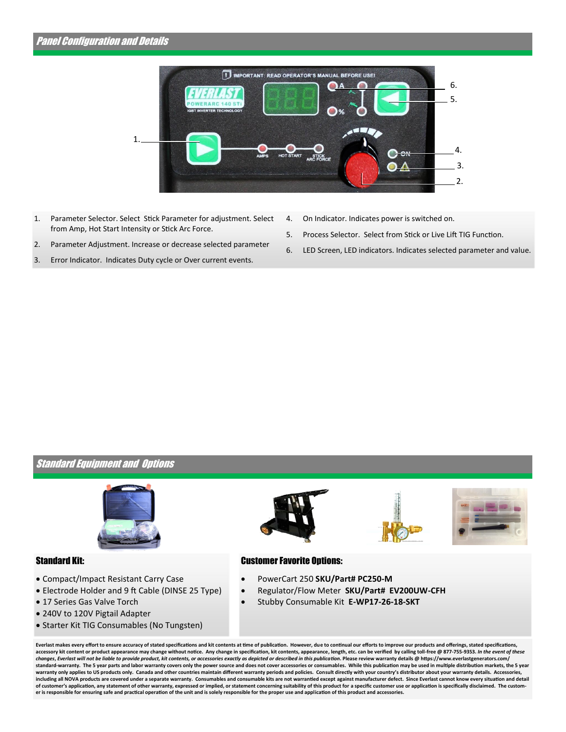## Panel Configuration and Details

1. Parameter Selector. Select Stick Parameter for adjustment. Select from Amp, Hot Start Intensity or Stick Arc Force.
2. Parameter Adjustment. Increase or decrease selected parameter
3. Error Indicator. Indicates Duty cycle or Over current events.
4. On Indicator. Indicates power is switched on.
5. Process Selector. Select from Stick or Live Lift TIG Function.
6. LED Screen, LED indicators. Indicates selected parameter and value.

## Standard Equipment and Options

### Standard Kit:

- Compact/Impact Resistant Carry Case
- Electrode Holder and 9 ft Cable (DINSE 25 Type)
- 17 Series Gas Valve Torch
- 240V to 120V Pigtail Adapter
- Starter Kit TIG Consumables (No Tungsten)

### Customer Favorite Options:

- PowerCart 250 **SKU/Part# PC250-M**
- Regulator/Flow Meter **SKU/Part# EV200UW-CFH**
- Stubby Consumable Kit **E-WP17-26-18-SKT**

**Everlast makes every effort to ensure accuracy of stated specifications and kit contents at time of publication. However, due to continual our efforts to improve our products and offerings, stated specifications, accessory kit content or product appearance may change without notice. Any change in specification, kit contents, appearance, length, etc. can be verified by calling toll-free @ 877-755-9353. *In the event of these changes, Everlast will not be liable to provide product, kit contents, or accessories exactly as depicted or described in this publication*. Please review warranty details @ https://www.everlastgenerators.com/ standard-warranty. The 5 year parts and labor warranty covers only the power source and does not cover accessories or consumables. While this publication may be used in multiple distribution markets, the 5 year warranty only applies to US products only. Canada and other countries maintain different warranty periods and policies. Consult directly with your country's distributor about your warranty details. Accessories, including all NOVA products are covered under a separate warranty. Consumables and consumable kits are not warrantied except against manufacturer defect. Since Everlast cannot know every situation and detail of customer's application, any statement of other warranty, expressed or implied, or statement concerning suitability of this product for a specific customer use or application is specifically disclaimed. The customer is responsible for ensuring safe and practical operation of the unit and is solely responsible for the proper use and application of this product and accessories.**